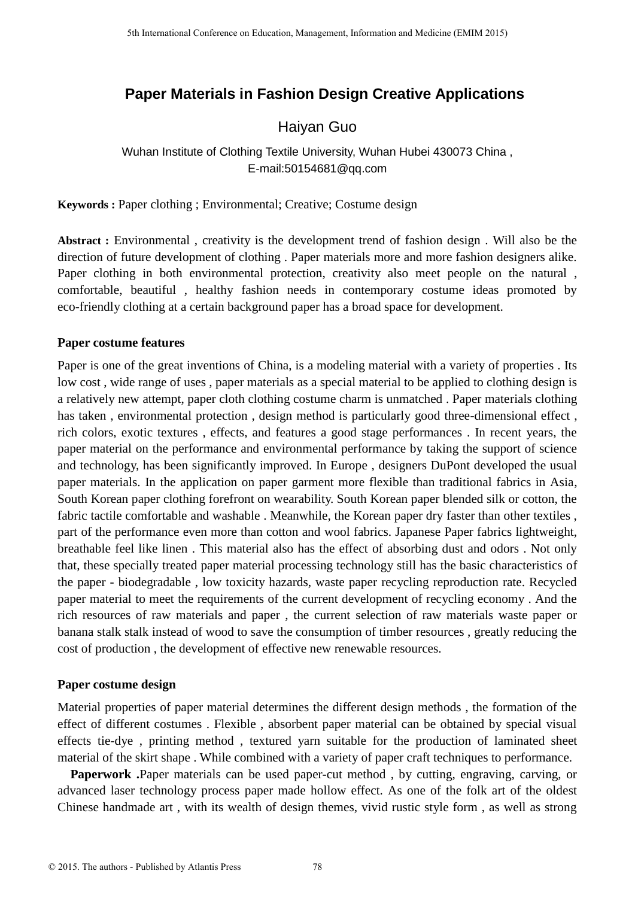# Paper Materials in Fashion Design Creative Applications

Haiyan Guo

Wuhan Institute of Clothing Textile University, Wuhan Hubei 430073 China ,
E-mail:50154681@qq.com

**Keywords :** Paper clothing ; Environmental; Creative; Costume design

**Abstract :** Environmental , creativity is the development trend of fashion design . Will also be the direction of future development of clothing . Paper materials more and more fashion designers alike. Paper clothing in both environmental protection, creativity also meet people on the natural , comfortable, beautiful , healthy fashion needs in contemporary costume ideas promoted by eco-friendly clothing at a certain background paper has a broad space for development.

## Paper costume features

Paper is one of the great inventions of China, is a modeling material with a variety of properties . Its low cost , wide range of uses , paper materials as a special material to be applied to clothing design is a relatively new attempt, paper cloth clothing costume charm is unmatched . Paper materials clothing has taken , environmental protection , design method is particularly good three-dimensional effect , rich colors, exotic textures , effects, and features a good stage performances . In recent years, the paper material on the performance and environmental performance by taking the support of science and technology, has been significantly improved. In Europe , designers DuPont developed the usual paper materials. In the application on paper garment more flexible than traditional fabrics in Asia, South Korean paper clothing forefront on wearability. South Korean paper blended silk or cotton, the fabric tactile comfortable and washable . Meanwhile, the Korean paper dry faster than other textiles , part of the performance even more than cotton and wool fabrics. Japanese Paper fabrics lightweight, breathable feel like linen . This material also has the effect of absorbing dust and odors . Not only that, these specially treated paper material processing technology still has the basic characteristics of the paper - biodegradable , low toxicity hazards, waste paper recycling reproduction rate. Recycled paper material to meet the requirements of the current development of recycling economy . And the rich resources of raw materials and paper , the current selection of raw materials waste paper or banana stalk stalk instead of wood to save the consumption of timber resources , greatly reducing the cost of production , the development of effective new renewable resources.

## Paper costume design

Material properties of paper material determines the different design methods , the formation of the effect of different costumes . Flexible , absorbent paper material can be obtained by special visual effects tie-dye , printing method , textured yarn suitable for the production of laminated sheet material of the skirt shape . While combined with a variety of paper craft techniques to performance.

**Paperwork .**Paper materials can be used paper-cut method , by cutting, engraving, carving, or advanced laser technology process paper made hollow effect. As one of the folk art of the oldest Chinese handmade art , with its wealth of design themes, vivid rustic style form , as well as strong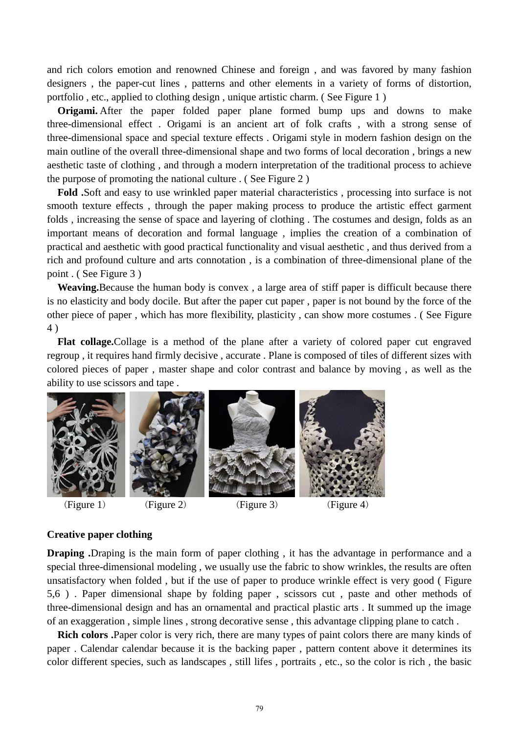and rich colors emotion and renowned Chinese and foreign , and was favored by many fashion designers , the paper-cut lines , patterns and other elements in a variety of forms of distortion, portfolio , etc., applied to clothing design , unique artistic charm. ( See Figure 1 )

**Origami.** After the paper folded paper plane formed bump ups and downs to make three-dimensional effect . Origami is an ancient art of folk crafts , with a strong sense of three-dimensional space and special texture effects . Origami style in modern fashion design on the main outline of the overall three-dimensional shape and two forms of local decoration , brings a new aesthetic taste of clothing , and through a modern interpretation of the traditional process to achieve the purpose of promoting the national culture . ( See Figure 2 )

**Fold .**Soft and easy to use wrinkled paper material characteristics , processing into surface is not smooth texture effects , through the paper making process to produce the artistic effect garment folds , increasing the sense of space and layering of clothing . The costumes and design, folds as an important means of decoration and formal language , implies the creation of a combination of practical and aesthetic with good practical functionality and visual aesthetic , and thus derived from a rich and profound culture and arts connotation , is a combination of three-dimensional plane of the point . ( See Figure 3 )

**Weaving.**Because the human body is convex , a large area of stiff paper is difficult because there is no elasticity and body docile. But after the paper cut paper , paper is not bound by the force of the other piece of paper , which has more flexibility, plasticity , can show more costumes . ( See Figure 4 )

**Flat collage.**Collage is a method of the plane after a variety of colored paper cut engraved regroup , it requires hand firmly decisive , accurate . Plane is composed of tiles of different sizes with colored pieces of paper , master shape and color contrast and balance by moving , as well as the ability to use scissors and tape .

（Figure 1） （Figure 2） （Figure 3） （Figure 4）

**Creative paper clothing**

**Draping .**Draping is the main form of paper clothing , it has the advantage in performance and a special three-dimensional modeling , we usually use the fabric to show wrinkles, the results are often unsatisfactory when folded , but if the use of paper to produce wrinkle effect is very good ( Figure 5,6 ) . Paper dimensional shape by folding paper , scissors cut , paste and other methods of three-dimensional design and has an ornamental and practical plastic arts . It summed up the image of an exaggeration , simple lines , strong decorative sense , this advantage clipping plane to catch .

**Rich colors .**Paper color is very rich, there are many types of paint colors there are many kinds of paper . Calendar calendar because it is the backing paper , pattern content above it determines its color different species, such as landscapes , still lifes , portraits , etc., so the color is rich , the basic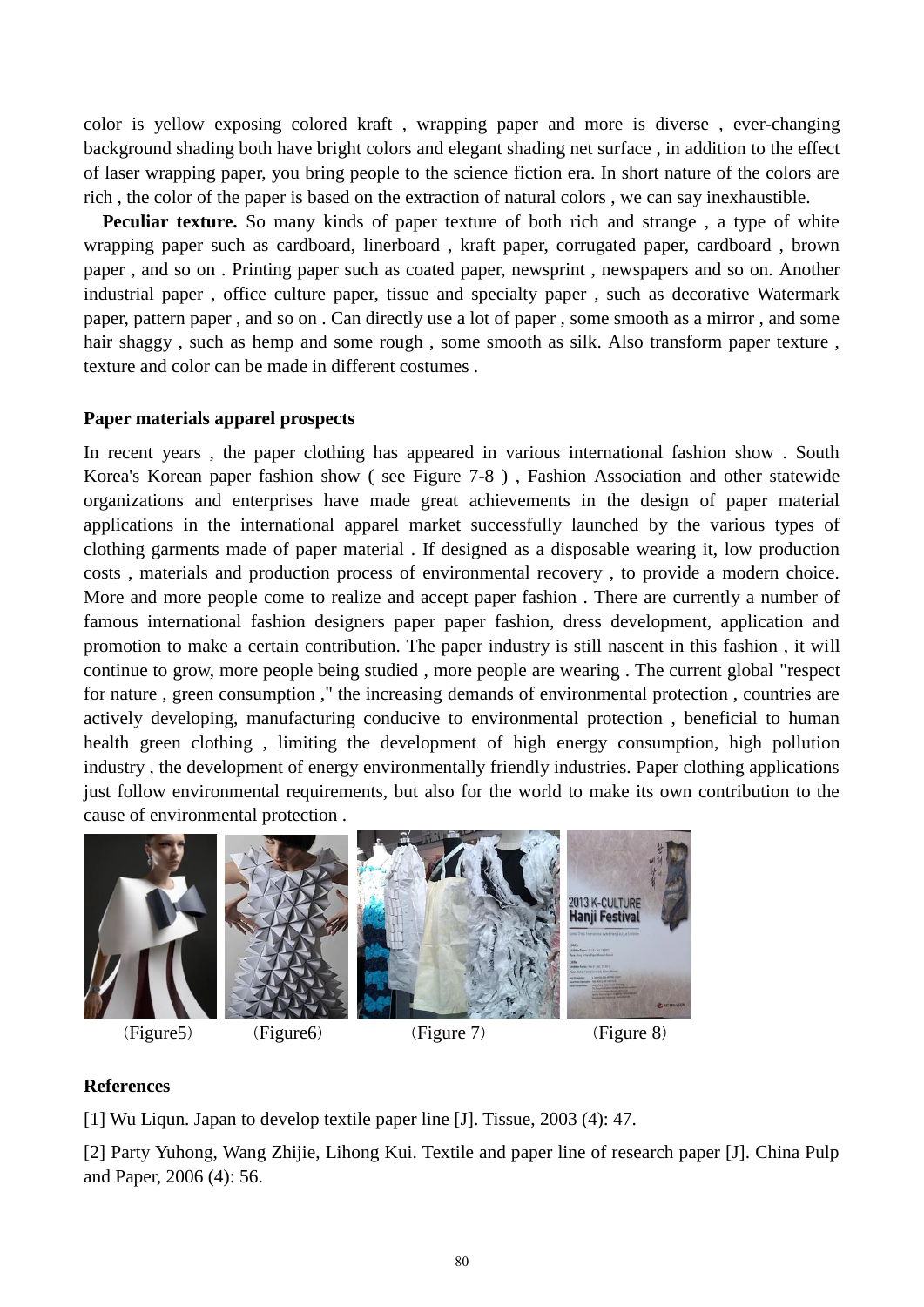color is yellow exposing colored kraft , wrapping paper and more is diverse , ever-changing background shading both have bright colors and elegant shading net surface , in addition to the effect of laser wrapping paper, you bring people to the science fiction era. In short nature of the colors are rich , the color of the paper is based on the extraction of natural colors , we can say inexhaustible.

**Peculiar texture.** So many kinds of paper texture of both rich and strange , a type of white wrapping paper such as cardboard, linerboard , kraft paper, corrugated paper, cardboard , brown paper , and so on . Printing paper such as coated paper, newsprint , newspapers and so on. Another industrial paper , office culture paper, tissue and specialty paper , such as decorative Watermark paper, pattern paper , and so on . Can directly use a lot of paper , some smooth as a mirror , and some hair shaggy , such as hemp and some rough , some smooth as silk. Also transform paper texture , texture and color can be made in different costumes .

## Paper materials apparel prospects

In recent years , the paper clothing has appeared in various international fashion show . South Korea's Korean paper fashion show ( see Figure 7-8 ) , Fashion Association and other statewide organizations and enterprises have made great achievements in the design of paper material applications in the international apparel market successfully launched by the various types of clothing garments made of paper material . If designed as a disposable wearing it, low production costs , materials and production process of environmental recovery , to provide a modern choice. More and more people come to realize and accept paper fashion . There are currently a number of famous international fashion designers paper paper fashion, dress development, application and promotion to make a certain contribution. The paper industry is still nascent in this fashion , it will continue to grow, more people being studied , more people are wearing . The current global "respect for nature , green consumption ," the increasing demands of environmental protection , countries are actively developing, manufacturing conducive to environmental protection , beneficial to human health green clothing , limiting the development of high energy consumption, high pollution industry , the development of energy environmentally friendly industries. Paper clothing applications just follow environmental requirements, but also for the world to make its own contribution to the cause of environmental protection .

（Figure5） （Figure6） （Figure 7） （Figure 8）

## References

[1] Wu Liqun. Japan to develop textile paper line [J]. Tissue, 2003 (4): 47.

[2] Party Yuhong, Wang Zhijie, Lihong Kui. Textile and paper line of research paper [J]. China Pulp and Paper, 2006 (4): 56.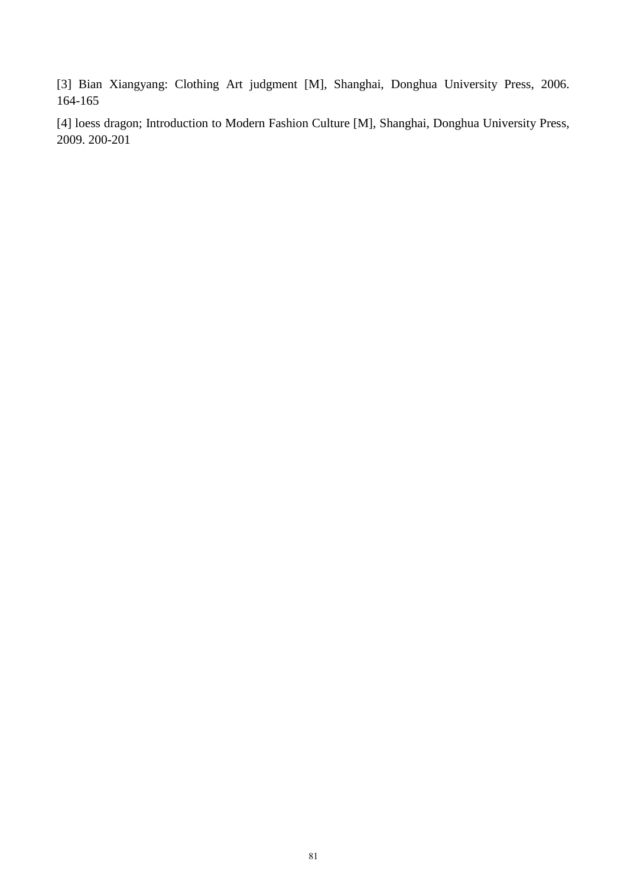[3] Bian Xiangyang: Clothing Art judgment [M], Shanghai, Donghua University Press, 2006. 164-165

[4] loess dragon; Introduction to Modern Fashion Culture [M], Shanghai, Donghua University Press, 2009. 200-201